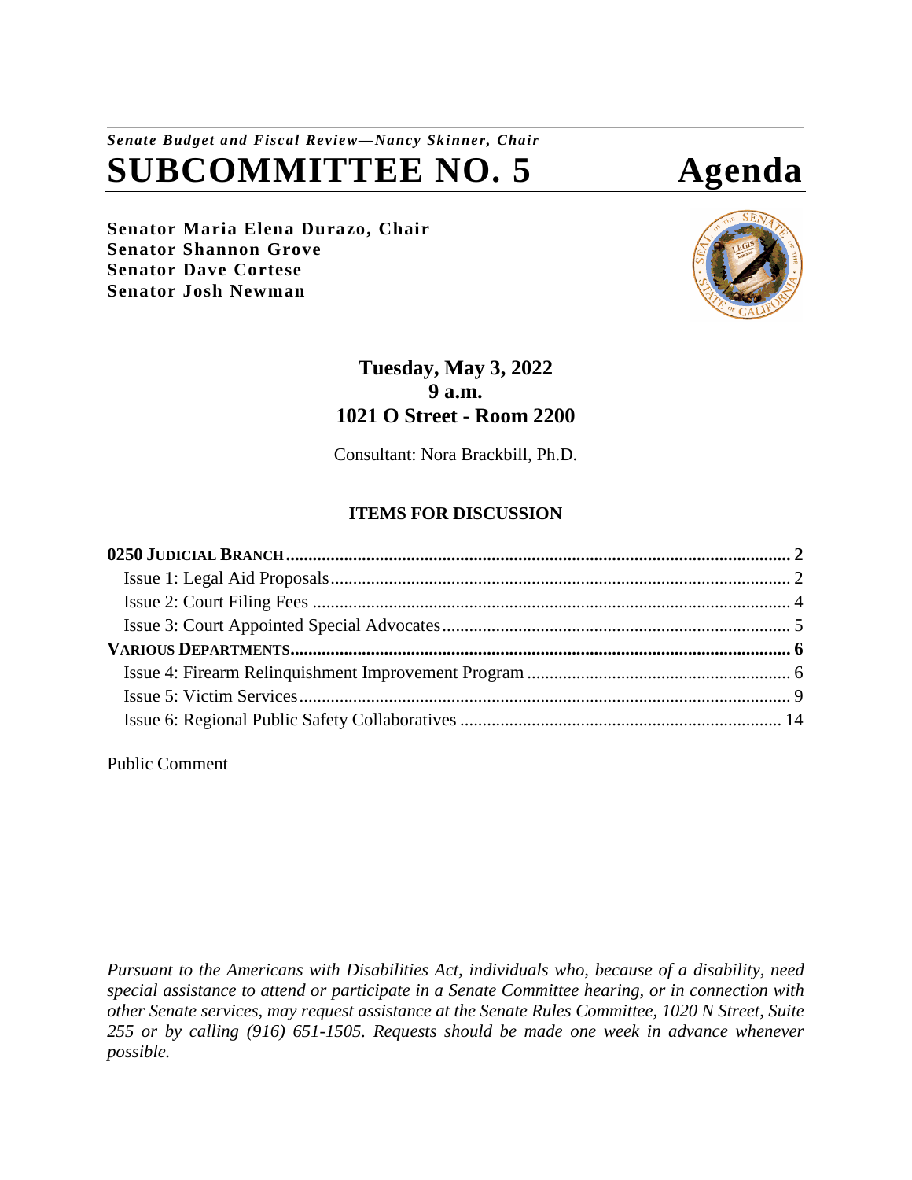*Senate Budget and Fiscal Review—Nancy Skinner, Chair*

# SUBCOMMITTEE NO. 5 Agenda

**Senator Maria Elena Durazo, Chair**
**Senator Shannon Grove**
**Senator Dave Cortese**
**Senator Josh Newman**

**Tuesday, May 3, 2022**
**9 a.m.**
**1021 O Street - Room 2200**

Consultant: Nora Brackbill, Ph.D.

## ITEMS FOR DISCUSSION

**0250 JUDICIAL BRANCH** ........ **2**
- Issue 1: Legal Aid Proposals ........ 2
- Issue 2: Court Filing Fees ........ 4
- Issue 3: Court Appointed Special Advocates ........ 5

**VARIOUS DEPARTMENTS** ........ **6**
- Issue 4: Firearm Relinquishment Improvement Program ........ 6
- Issue 5: Victim Services ........ 9
- Issue 6: Regional Public Safety Collaboratives ........ 14

Public Comment

*Pursuant to the Americans with Disabilities Act, individuals who, because of a disability, need special assistance to attend or participate in a Senate Committee hearing, or in connection with other Senate services, may request assistance at the Senate Rules Committee, 1020 N Street, Suite 255 or by calling (916) 651-1505. Requests should be made one week in advance whenever possible.*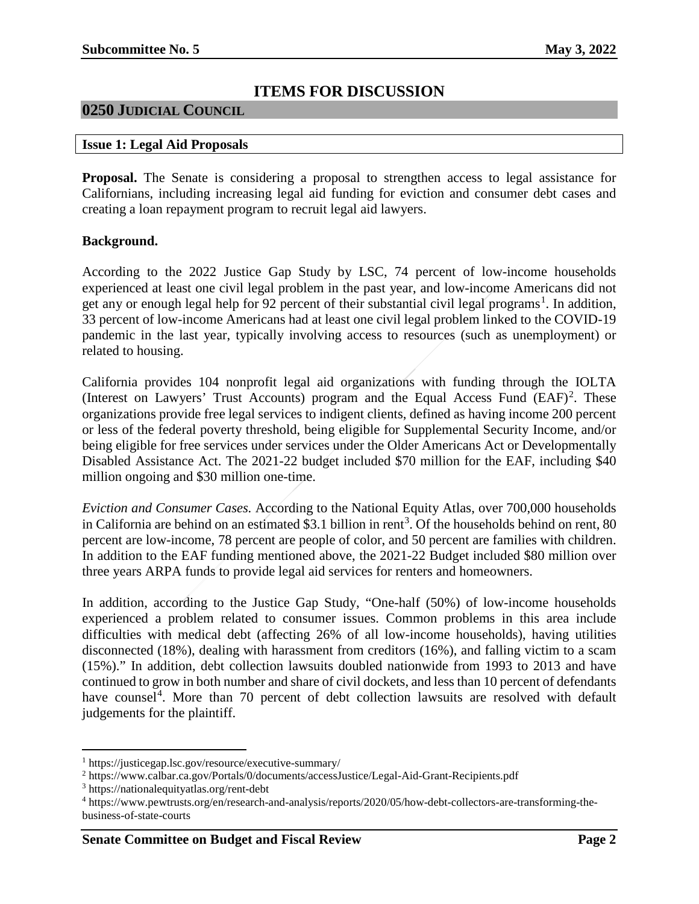# ITEMS FOR DISCUSSION

## 0250 Judicial Council

### Issue 1: Legal Aid Proposals

**Proposal.** The Senate is considering a proposal to strengthen access to legal assistance for Californians, including increasing legal aid funding for eviction and consumer debt cases and creating a loan repayment program to recruit legal aid lawyers.

**Background.**

According to the 2022 Justice Gap Study by LSC, 74 percent of low-income households experienced at least one civil legal problem in the past year, and low-income Americans did not get any or enough legal help for 92 percent of their substantial civil legal programs[1]. In addition, 33 percent of low-income Americans had at least one civil legal problem linked to the COVID-19 pandemic in the last year, typically involving access to resources (such as unemployment) or related to housing.

California provides 104 nonprofit legal aid organizations with funding through the IOLTA (Interest on Lawyers' Trust Accounts) program and the Equal Access Fund (EAF)[2]. These organizations provide free legal services to indigent clients, defined as having income 200 percent or less of the federal poverty threshold, being eligible for Supplemental Security Income, and/or being eligible for free services under services under the Older Americans Act or Developmentally Disabled Assistance Act. The 2021-22 budget included $70 million for the EAF, including $40 million ongoing and $30 million one-time.

*Eviction and Consumer Cases.* According to the National Equity Atlas, over 700,000 households in California are behind on an estimated $3.1 billion in rent[3]. Of the households behind on rent, 80 percent are low-income, 78 percent are people of color, and 50 percent are families with children. In addition to the EAF funding mentioned above, the 2021-22 Budget included $80 million over three years ARPA funds to provide legal aid services for renters and homeowners.

In addition, according to the Justice Gap Study, "One-half (50%) of low-income households experienced a problem related to consumer issues. Common problems in this area include difficulties with medical debt (affecting 26% of all low-income households), having utilities disconnected (18%), dealing with harassment from creditors (16%), and falling victim to a scam (15%)." In addition, debt collection lawsuits doubled nationwide from 1993 to 2013 and have continued to grow in both number and share of civil dockets, and less than 10 percent of defendants have counsel[4]. More than 70 percent of debt collection lawsuits are resolved with default judgements for the plaintiff.

---

[1] https://justicegap.lsc.gov/resource/executive-summary/

[2] https://www.calbar.ca.gov/Portals/0/documents/accessJustice/Legal-Aid-Grant-Recipients.pdf

[3] https://nationalequityatlas.org/rent-debt

[4] https://www.pewtrusts.org/en/research-and-analysis/reports/2020/05/how-debt-collectors-are-transforming-the-business-of-state-courts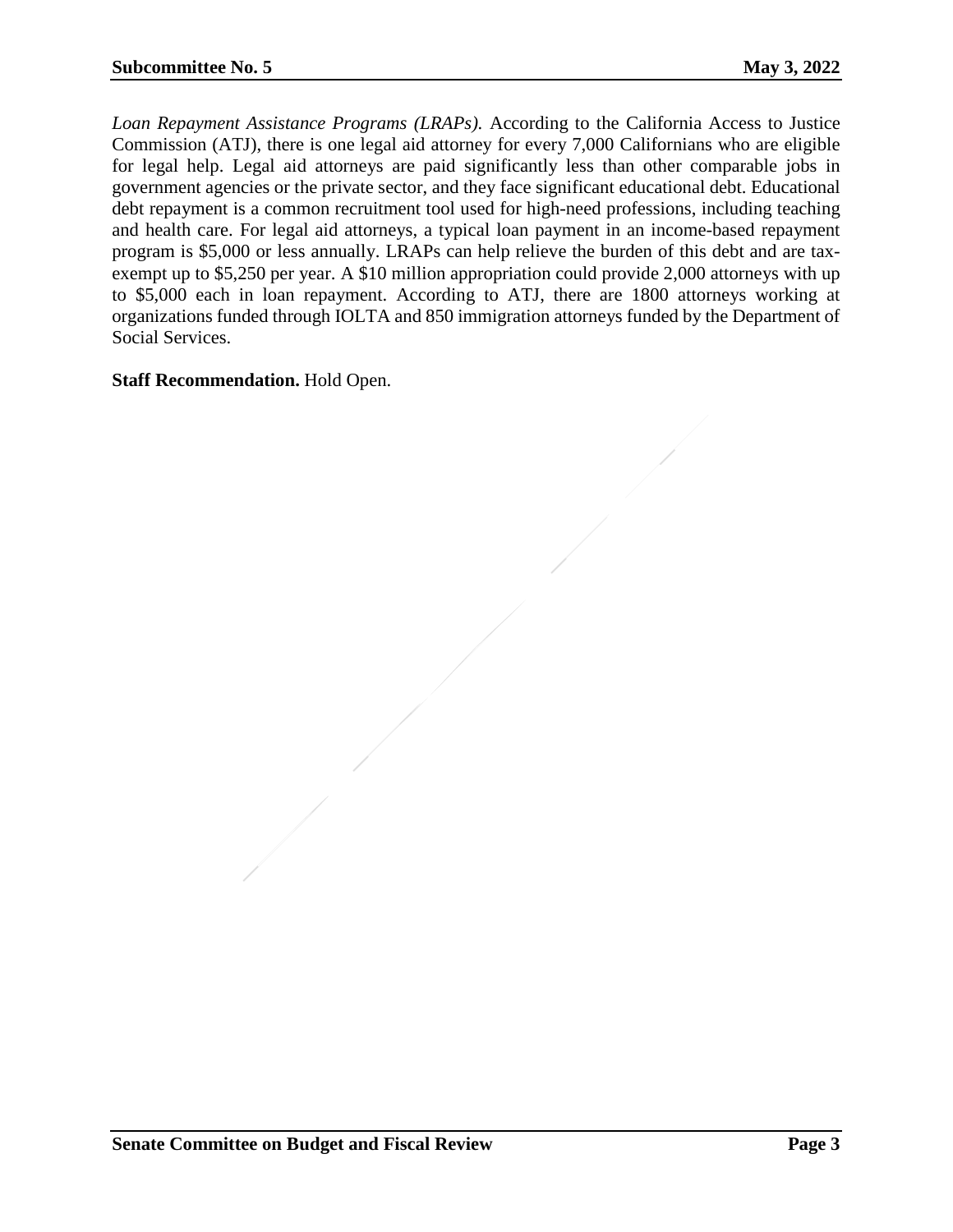*Loan Repayment Assistance Programs (LRAPs).* According to the California Access to Justice Commission (ATJ), there is one legal aid attorney for every 7,000 Californians who are eligible for legal help. Legal aid attorneys are paid significantly less than other comparable jobs in government agencies or the private sector, and they face significant educational debt. Educational debt repayment is a common recruitment tool used for high-need professions, including teaching and health care. For legal aid attorneys, a typical loan payment in an income-based repayment program is $5,000 or less annually. LRAPs can help relieve the burden of this debt and are tax-exempt up to $5,250 per year. A $10 million appropriation could provide 2,000 attorneys with up to $5,000 each in loan repayment. According to ATJ, there are 1800 attorneys working at organizations funded through IOLTA and 850 immigration attorneys funded by the Department of Social Services.

**Staff Recommendation.** Hold Open.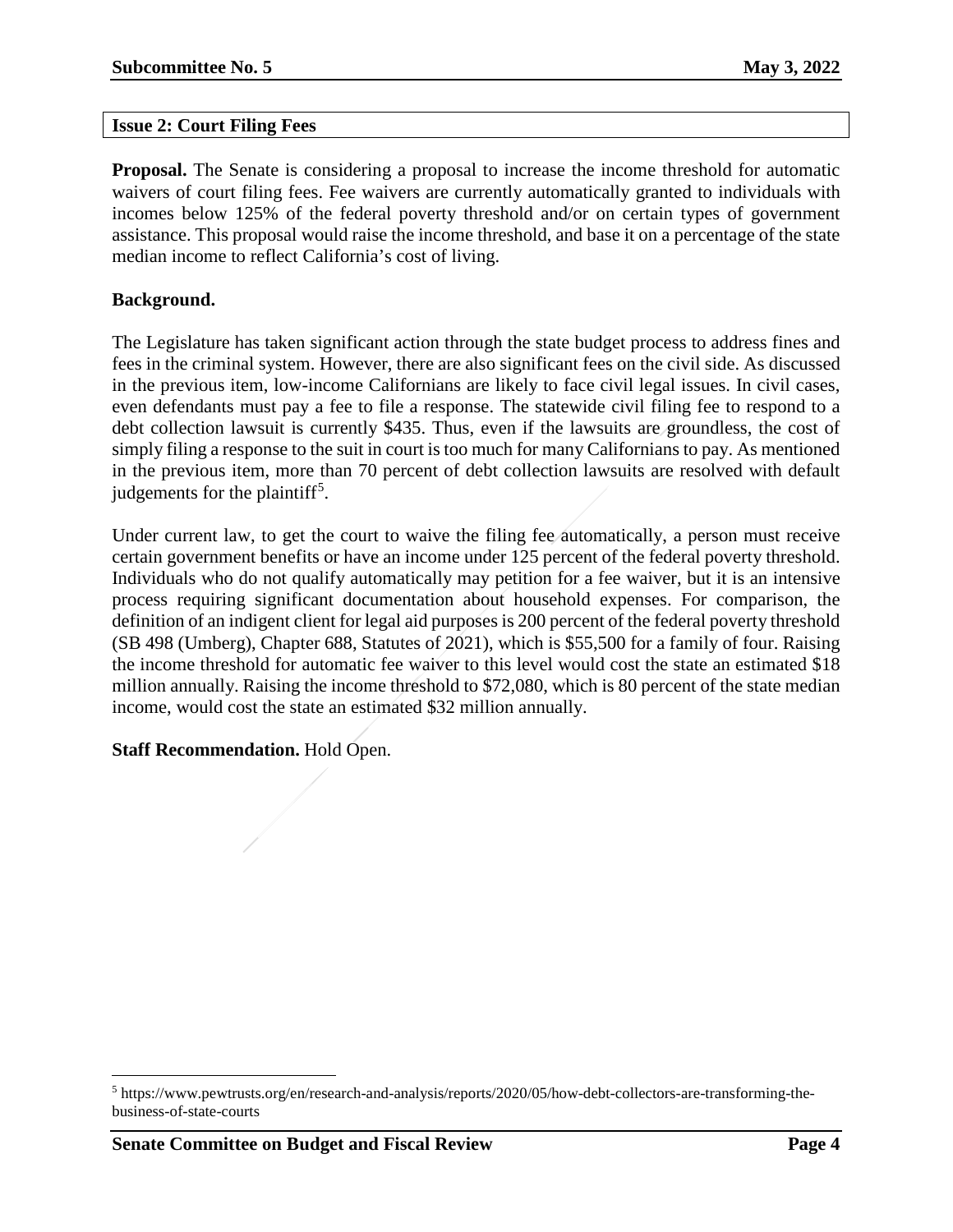## Issue 2: Court Filing Fees

**Proposal.** The Senate is considering a proposal to increase the income threshold for automatic waivers of court filing fees. Fee waivers are currently automatically granted to individuals with incomes below 125% of the federal poverty threshold and/or on certain types of government assistance. This proposal would raise the income threshold, and base it on a percentage of the state median income to reflect California's cost of living.

**Background.**

The Legislature has taken significant action through the state budget process to address fines and fees in the criminal system. However, there are also significant fees on the civil side. As discussed in the previous item, low-income Californians are likely to face civil legal issues. In civil cases, even defendants must pay a fee to file a response. The statewide civil filing fee to respond to a debt collection lawsuit is currently $435. Thus, even if the lawsuits are groundless, the cost of simply filing a response to the suit in court is too much for many Californians to pay. As mentioned in the previous item, more than 70 percent of debt collection lawsuits are resolved with default judgements for the plaintiff[5].

Under current law, to get the court to waive the filing fee automatically, a person must receive certain government benefits or have an income under 125 percent of the federal poverty threshold. Individuals who do not qualify automatically may petition for a fee waiver, but it is an intensive process requiring significant documentation about household expenses. For comparison, the definition of an indigent client for legal aid purposes is 200 percent of the federal poverty threshold (SB 498 (Umberg), Chapter 688, Statutes of 2021), which is $55,500 for a family of four. Raising the income threshold for automatic fee waiver to this level would cost the state an estimated $18 million annually. Raising the income threshold to $72,080, which is 80 percent of the state median income, would cost the state an estimated $32 million annually.

**Staff Recommendation.** Hold Open.

---

[5] https://www.pewtrusts.org/en/research-and-analysis/reports/2020/05/how-debt-collectors-are-transforming-the-business-of-state-courts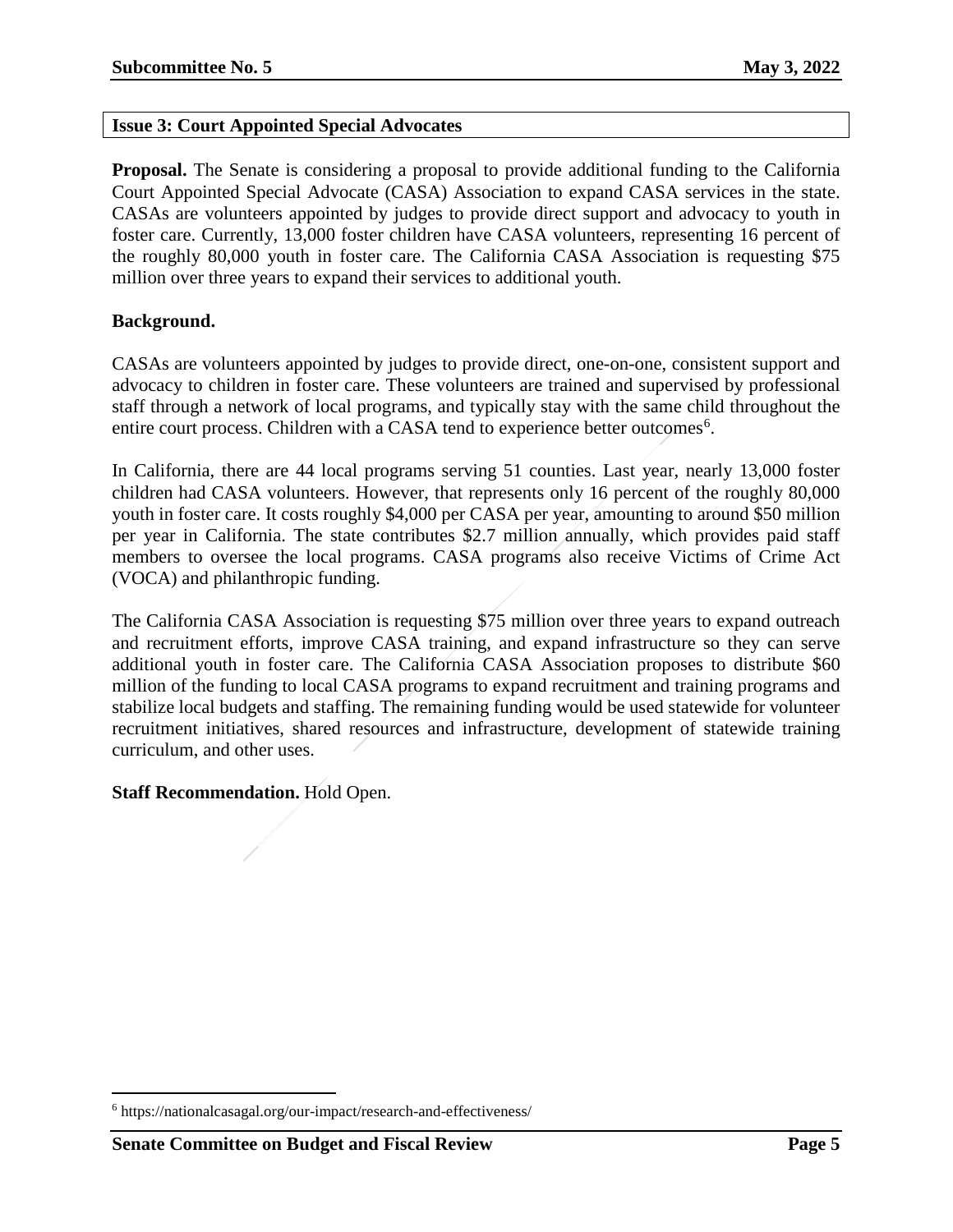## Issue 3: Court Appointed Special Advocates

**Proposal.** The Senate is considering a proposal to provide additional funding to the California Court Appointed Special Advocate (CASA) Association to expand CASA services in the state. CASAs are volunteers appointed by judges to provide direct support and advocacy to youth in foster care. Currently, 13,000 foster children have CASA volunteers, representing 16 percent of the roughly 80,000 youth in foster care. The California CASA Association is requesting $75 million over three years to expand their services to additional youth.

**Background.**

CASAs are volunteers appointed by judges to provide direct, one-on-one, consistent support and advocacy to children in foster care. These volunteers are trained and supervised by professional staff through a network of local programs, and typically stay with the same child throughout the entire court process. Children with a CASA tend to experience better outcomes[6].

In California, there are 44 local programs serving 51 counties. Last year, nearly 13,000 foster children had CASA volunteers. However, that represents only 16 percent of the roughly 80,000 youth in foster care. It costs roughly $4,000 per CASA per year, amounting to around $50 million per year in California. The state contributes $2.7 million annually, which provides paid staff members to oversee the local programs. CASA programs also receive Victims of Crime Act (VOCA) and philanthropic funding.

The California CASA Association is requesting $75 million over three years to expand outreach and recruitment efforts, improve CASA training, and expand infrastructure so they can serve additional youth in foster care. The California CASA Association proposes to distribute $60 million of the funding to local CASA programs to expand recruitment and training programs and stabilize local budgets and staffing. The remaining funding would be used statewide for volunteer recruitment initiatives, shared resources and infrastructure, development of statewide training curriculum, and other uses.

**Staff Recommendation.** Hold Open.

[6] https://nationalcasagal.org/our-impact/research-and-effectiveness/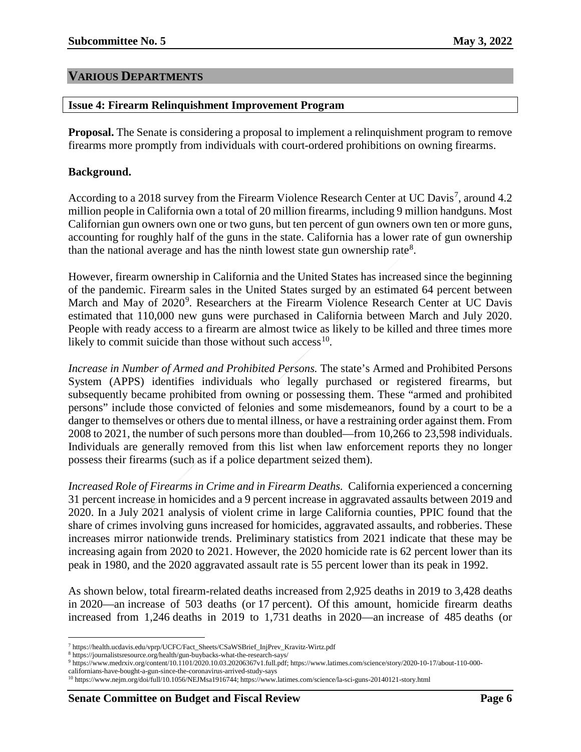## VARIOUS DEPARTMENTS

### Issue 4: Firearm Relinquishment Improvement Program

**Proposal.** The Senate is considering a proposal to implement a relinquishment program to remove firearms more promptly from individuals with court-ordered prohibitions on owning firearms.

**Background.**

According to a 2018 survey from the Firearm Violence Research Center at UC Davis[7], around 4.2 million people in California own a total of 20 million firearms, including 9 million handguns. Most Californian gun owners own one or two guns, but ten percent of gun owners own ten or more guns, accounting for roughly half of the guns in the state. California has a lower rate of gun ownership than the national average and has the ninth lowest state gun ownership rate[8].

However, firearm ownership in California and the United States has increased since the beginning of the pandemic. Firearm sales in the United States surged by an estimated 64 percent between March and May of 2020[9]. Researchers at the Firearm Violence Research Center at UC Davis estimated that 110,000 new guns were purchased in California between March and July 2020. People with ready access to a firearm are almost twice as likely to be killed and three times more likely to commit suicide than those without such access[10].

*Increase in Number of Armed and Prohibited Persons.* The state's Armed and Prohibited Persons System (APPS) identifies individuals who legally purchased or registered firearms, but subsequently became prohibited from owning or possessing them. These "armed and prohibited persons" include those convicted of felonies and some misdemeanors, found by a court to be a danger to themselves or others due to mental illness, or have a restraining order against them. From 2008 to 2021, the number of such persons more than doubled—from 10,266 to 23,598 individuals. Individuals are generally removed from this list when law enforcement reports they no longer possess their firearms (such as if a police department seized them).

*Increased Role of Firearms in Crime and in Firearm Deaths.* California experienced a concerning 31 percent increase in homicides and a 9 percent increase in aggravated assaults between 2019 and 2020. In a July 2021 analysis of violent crime in large California counties, PPIC found that the share of crimes involving guns increased for homicides, aggravated assaults, and robberies. These increases mirror nationwide trends. Preliminary statistics from 2021 indicate that these may be increasing again from 2020 to 2021. However, the 2020 homicide rate is 62 percent lower than its peak in 1980, and the 2020 aggravated assault rate is 55 percent lower than its peak in 1992.

As shown below, total firearm-related deaths increased from 2,925 deaths in 2019 to 3,428 deaths in 2020—an increase of 503 deaths (or 17 percent). Of this amount, homicide firearm deaths increased from 1,246 deaths in 2019 to 1,731 deaths in 2020—an increase of 485 deaths (or

---

[7] https://health.ucdavis.edu/vprp/UCFC/Fact_Sheets/CSaWSBrief_InjPrev_Kravitz-Wirtz.pdf

[8] https://journalistsresource.org/health/gun-buybacks-what-the-research-says/

[9] https://www.medrxiv.org/content/10.1101/2020.10.03.20206367v1.full.pdf; https://www.latimes.com/science/story/2020-10-17/about-110-000-californians-have-bought-a-gun-since-the-coronavirus-arrived-study-says

[10] https://www.nejm.org/doi/full/10.1056/NEJMsa1916744; https://www.latimes.com/science/la-sci-guns-20140121-story.html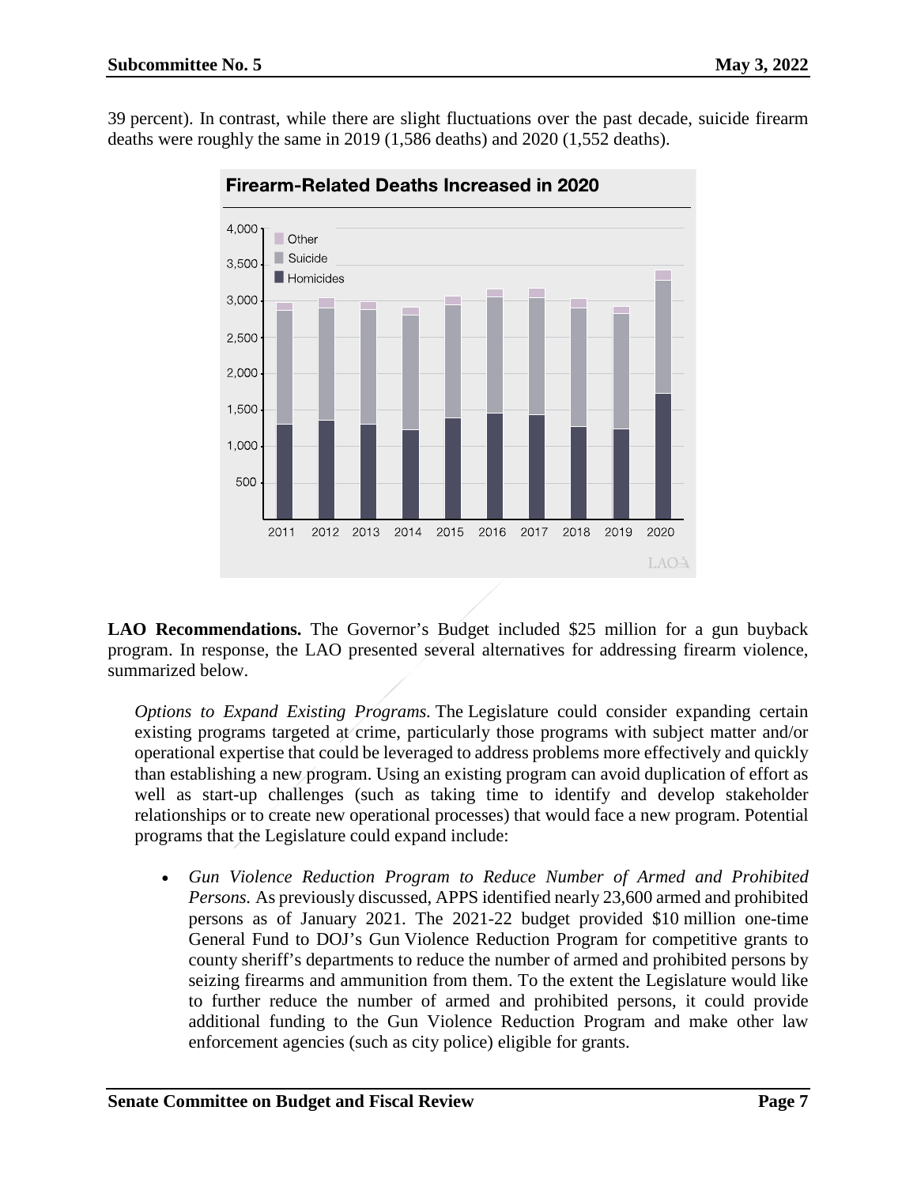39 percent). In contrast, while there are slight fluctuations over the past decade, suicide firearm deaths were roughly the same in 2019 (1,586 deaths) and 2020 (1,552 deaths).

**Firearm-Related Deaths Increased in 2020**

**LAO Recommendations.** The Governor's Budget included $25 million for a gun buyback program. In response, the LAO presented several alternatives for addressing firearm violence, summarized below.

*Options to Expand Existing Programs.* The Legislature could consider expanding certain existing programs targeted at crime, particularly those programs with subject matter and/or operational expertise that could be leveraged to address problems more effectively and quickly than establishing a new program. Using an existing program can avoid duplication of effort as well as start-up challenges (such as taking time to identify and develop stakeholder relationships or to create new operational processes) that would face a new program. Potential programs that the Legislature could expand include:

- *Gun Violence Reduction Program to Reduce Number of Armed and Prohibited Persons.* As previously discussed, APPS identified nearly 23,600 armed and prohibited persons as of January 2021. The 2021-22 budget provided $10 million one-time General Fund to DOJ's Gun Violence Reduction Program for competitive grants to county sheriff's departments to reduce the number of armed and prohibited persons by seizing firearms and ammunition from them. To the extent the Legislature would like to further reduce the number of armed and prohibited persons, it could provide additional funding to the Gun Violence Reduction Program and make other law enforcement agencies (such as city police) eligible for grants.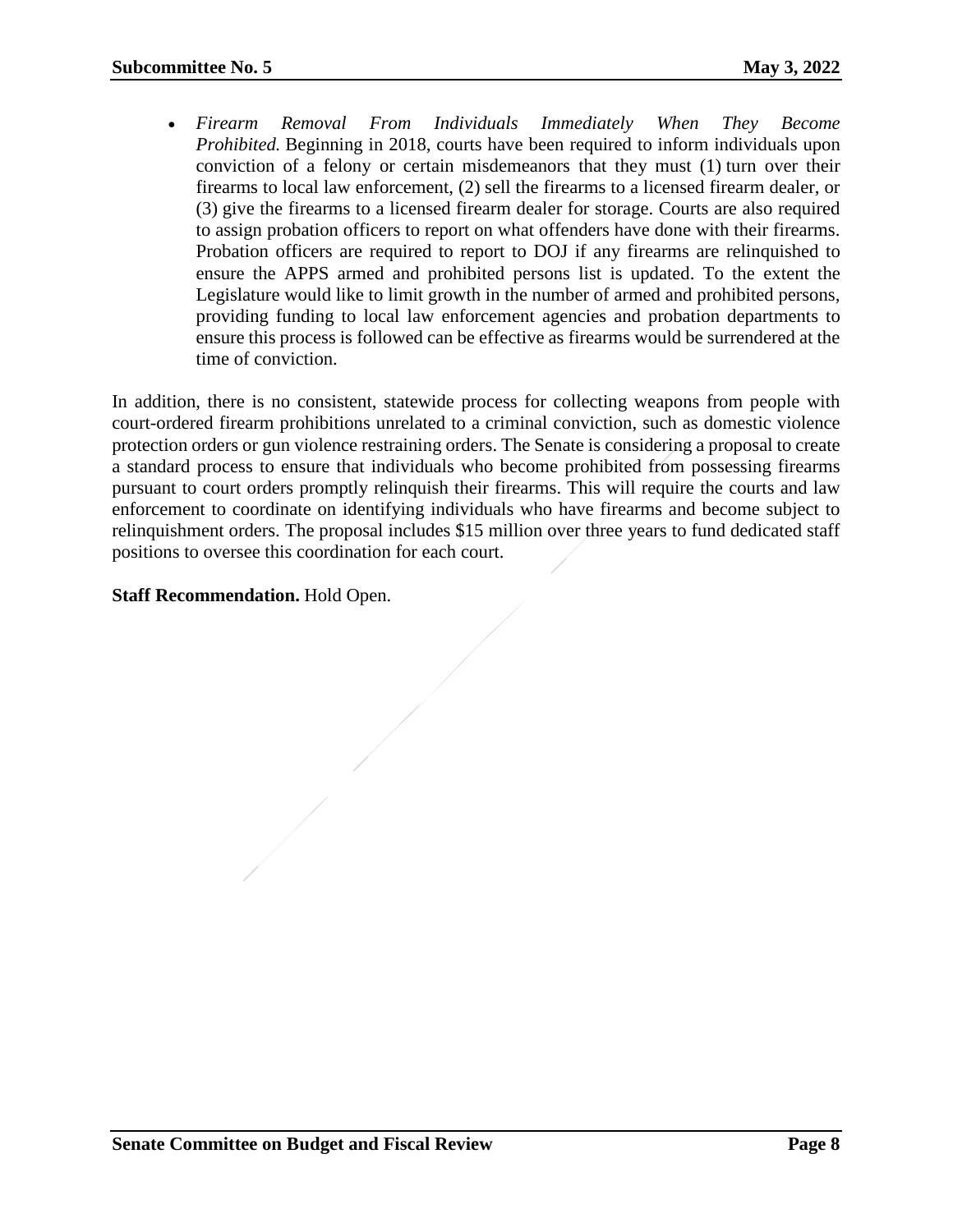- *Firearm Removal From Individuals Immediately When They Become Prohibited.* Beginning in 2018, courts have been required to inform individuals upon conviction of a felony or certain misdemeanors that they must (1) turn over their firearms to local law enforcement, (2) sell the firearms to a licensed firearm dealer, or (3) give the firearms to a licensed firearm dealer for storage. Courts are also required to assign probation officers to report on what offenders have done with their firearms. Probation officers are required to report to DOJ if any firearms are relinquished to ensure the APPS armed and prohibited persons list is updated. To the extent the Legislature would like to limit growth in the number of armed and prohibited persons, providing funding to local law enforcement agencies and probation departments to ensure this process is followed can be effective as firearms would be surrendered at the time of conviction.

In addition, there is no consistent, statewide process for collecting weapons from people with court-ordered firearm prohibitions unrelated to a criminal conviction, such as domestic violence protection orders or gun violence restraining orders. The Senate is considering a proposal to create a standard process to ensure that individuals who become prohibited from possessing firearms pursuant to court orders promptly relinquish their firearms. This will require the courts and law enforcement to coordinate on identifying individuals who have firearms and become subject to relinquishment orders. The proposal includes $15 million over three years to fund dedicated staff positions to oversee this coordination for each court.

**Staff Recommendation.** Hold Open.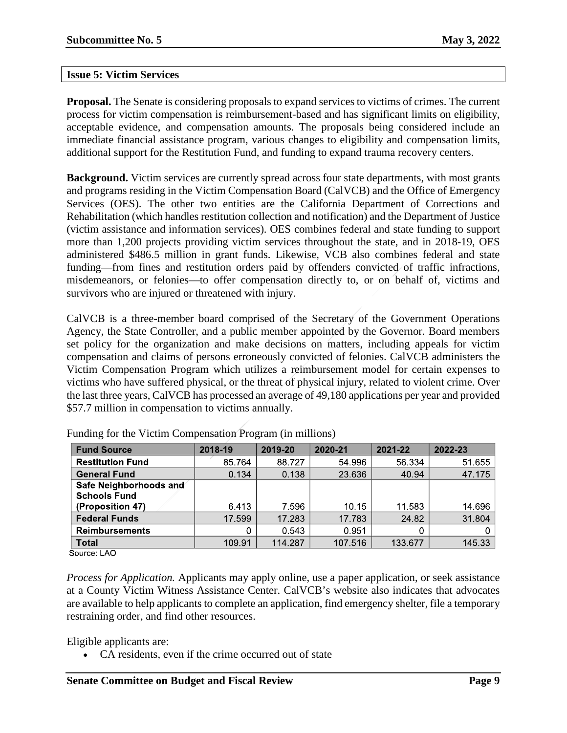**Issue 5: Victim Services**

**Proposal.** The Senate is considering proposals to expand services to victims of crimes. The current process for victim compensation is reimbursement-based and has significant limits on eligibility, acceptable evidence, and compensation amounts. The proposals being considered include an immediate financial assistance program, various changes to eligibility and compensation limits, additional support for the Restitution Fund, and funding to expand trauma recovery centers.

**Background.** Victim services are currently spread across four state departments, with most grants and programs residing in the Victim Compensation Board (CalVCB) and the Office of Emergency Services (OES). The other two entities are the California Department of Corrections and Rehabilitation (which handles restitution collection and notification) and the Department of Justice (victim assistance and information services). OES combines federal and state funding to support more than 1,200 projects providing victim services throughout the state, and in 2018-19, OES administered $486.5 million in grant funds. Likewise, VCB also combines federal and state funding—from fines and restitution orders paid by offenders convicted of traffic infractions, misdemeanors, or felonies—to offer compensation directly to, or on behalf of, victims and survivors who are injured or threatened with injury.

CalVCB is a three-member board comprised of the Secretary of the Government Operations Agency, the State Controller, and a public member appointed by the Governor. Board members set policy for the organization and make decisions on matters, including appeals for victim compensation and claims of persons erroneously convicted of felonies. CalVCB administers the Victim Compensation Program which utilizes a reimbursement model for certain expenses to victims who have suffered physical, or the threat of physical injury, related to violent crime. Over the last three years, CalVCB has processed an average of 49,180 applications per year and provided $57.7 million in compensation to victims annually.

Funding for the Victim Compensation Program (in millions)

| Fund Source | 2018-19 | 2019-20 | 2020-21 | 2021-22 | 2022-23 |
|---|---|---|---|---|---|
| Restitution Fund | 85.764 | 88.727 | 54.996 | 56.334 | 51.655 |
| General Fund | 0.134 | 0.138 | 23.636 | 40.94 | 47.175 |
| Safe Neighborhoods and Schools Fund (Proposition 47) | 6.413 | 7.596 | 10.15 | 11.583 | 14.696 |
| Federal Funds | 17.599 | 17.283 | 17.783 | 24.82 | 31.804 |
| Reimbursements | 0 | 0.543 | 0.951 | 0 | 0 |
| Total | 109.91 | 114.287 | 107.516 | 133.677 | 145.33 |

Source: LAO

*Process for Application.* Applicants may apply online, use a paper application, or seek assistance at a County Victim Witness Assistance Center. CalVCB's website also indicates that advocates are available to help applicants to complete an application, find emergency shelter, file a temporary restraining order, and find other resources.

Eligible applicants are:

- CA residents, even if the crime occurred out of state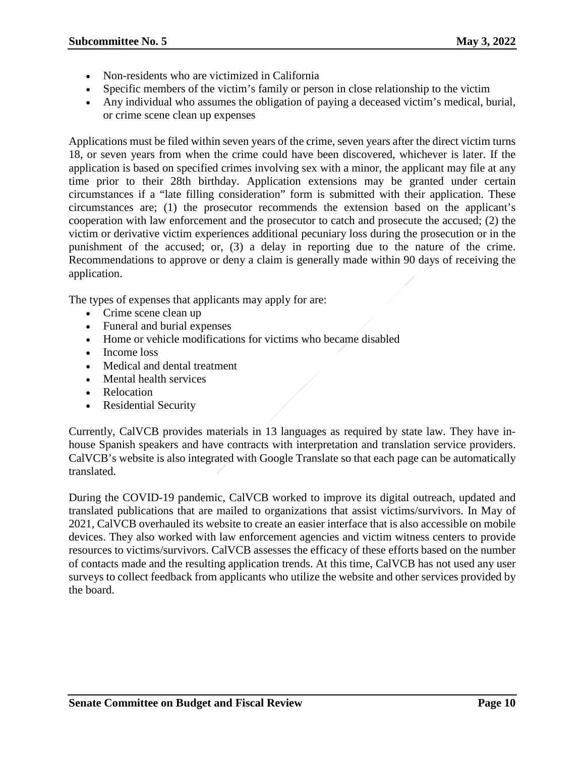- Non-residents who are victimized in California
- Specific members of the victim's family or person in close relationship to the victim
- Any individual who assumes the obligation of paying a deceased victim's medical, burial, or crime scene clean up expenses

Applications must be filed within seven years of the crime, seven years after the direct victim turns 18, or seven years from when the crime could have been discovered, whichever is later. If the application is based on specified crimes involving sex with a minor, the applicant may file at any time prior to their 28th birthday. Application extensions may be granted under certain circumstances if a "late filling consideration" form is submitted with their application. These circumstances are; (1) the prosecutor recommends the extension based on the applicant's cooperation with law enforcement and the prosecutor to catch and prosecute the accused; (2) the victim or derivative victim experiences additional pecuniary loss during the prosecution or in the punishment of the accused; or, (3) a delay in reporting due to the nature of the crime. Recommendations to approve or deny a claim is generally made within 90 days of receiving the application.

The types of expenses that applicants may apply for are:

- Crime scene clean up
- Funeral and burial expenses
- Home or vehicle modifications for victims who became disabled
- Income loss
- Medical and dental treatment
- Mental health services
- Relocation
- Residential Security

Currently, CalVCB provides materials in 13 languages as required by state law. They have in-house Spanish speakers and have contracts with interpretation and translation service providers. CalVCB's website is also integrated with Google Translate so that each page can be automatically translated.

During the COVID-19 pandemic, CalVCB worked to improve its digital outreach, updated and translated publications that are mailed to organizations that assist victims/survivors. In May of 2021, CalVCB overhauled its website to create an easier interface that is also accessible on mobile devices. They also worked with law enforcement agencies and victim witness centers to provide resources to victims/survivors. CalVCB assesses the efficacy of these efforts based on the number of contacts made and the resulting application trends. At this time, CalVCB has not used any user surveys to collect feedback from applicants who utilize the website and other services provided by the board.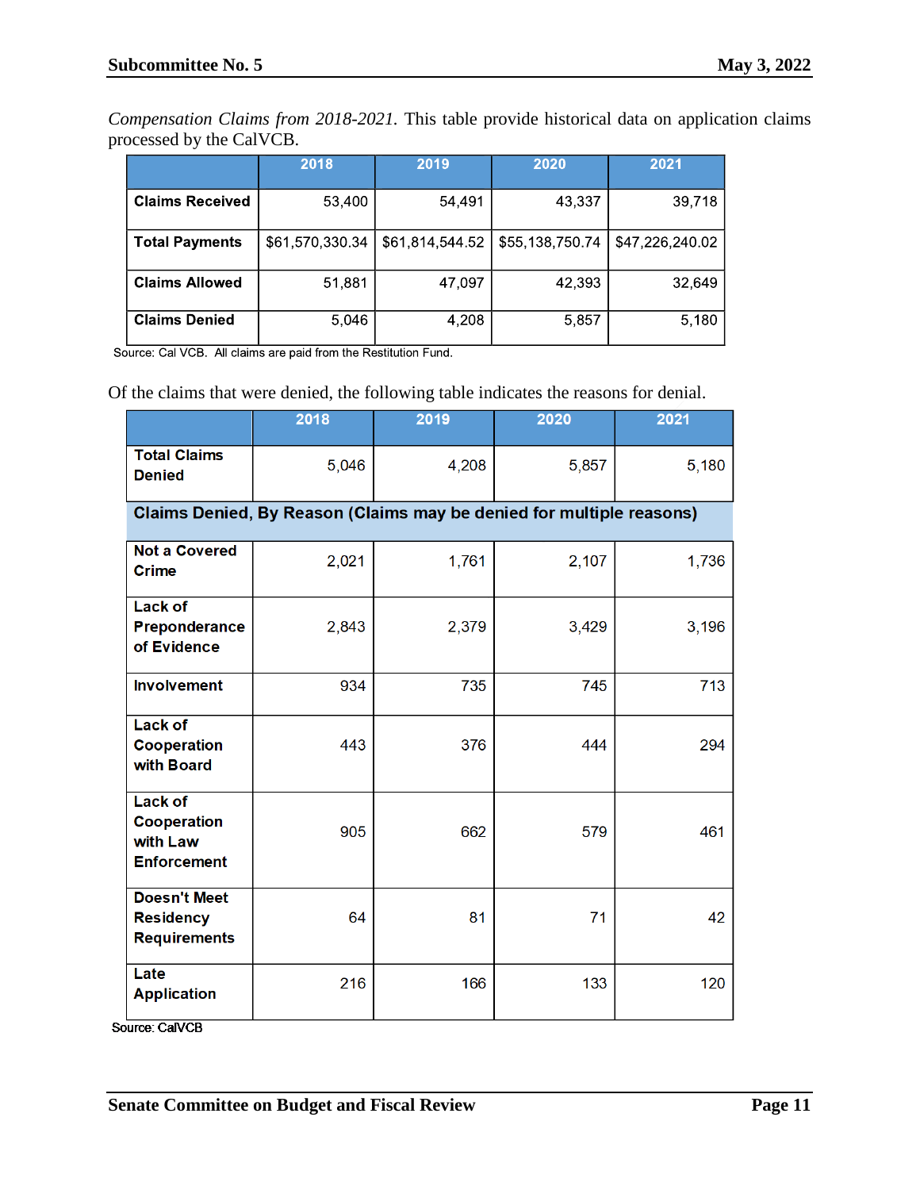*Compensation Claims from 2018-2021.* This table provide historical data on application claims processed by the CalVCB.

| | 2018 | 2019 | 2020 | 2021 |
|---|---|---|---|---|
| **Claims Received** | 53,400 | 54,491 | 43,337 | 39,718 |
| **Total Payments** | $61,570,330.34 | $61,814,544.52 | $55,138,750.74 | $47,226,240.02 |
| **Claims Allowed** | 51,881 | 47,097 | 42,393 | 32,649 |
| **Claims Denied** | 5,046 | 4,208 | 5,857 | 5,180 |

Source: Cal VCB. All claims are paid from the Restitution Fund.

Of the claims that were denied, the following table indicates the reasons for denial.

| | 2018 | 2019 | 2020 | 2021 |
|---|---|---|---|---|
| **Total Claims Denied** | 5,046 | 4,208 | 5,857 | 5,180 |
| **Claims Denied, By Reason (Claims may be denied for multiple reasons)** | | | | |
| **Not a Covered Crime** | 2,021 | 1,761 | 2,107 | 1,736 |
| **Lack of Preponderance of Evidence** | 2,843 | 2,379 | 3,429 | 3,196 |
| **Involvement** | 934 | 735 | 745 | 713 |
| **Lack of Cooperation with Board** | 443 | 376 | 444 | 294 |
| **Lack of Cooperation with Law Enforcement** | 905 | 662 | 579 | 461 |
| **Doesn't Meet Residency Requirements** | 64 | 81 | 71 | 42 |
| **Late Application** | 216 | 166 | 133 | 120 |

Source: CalVCB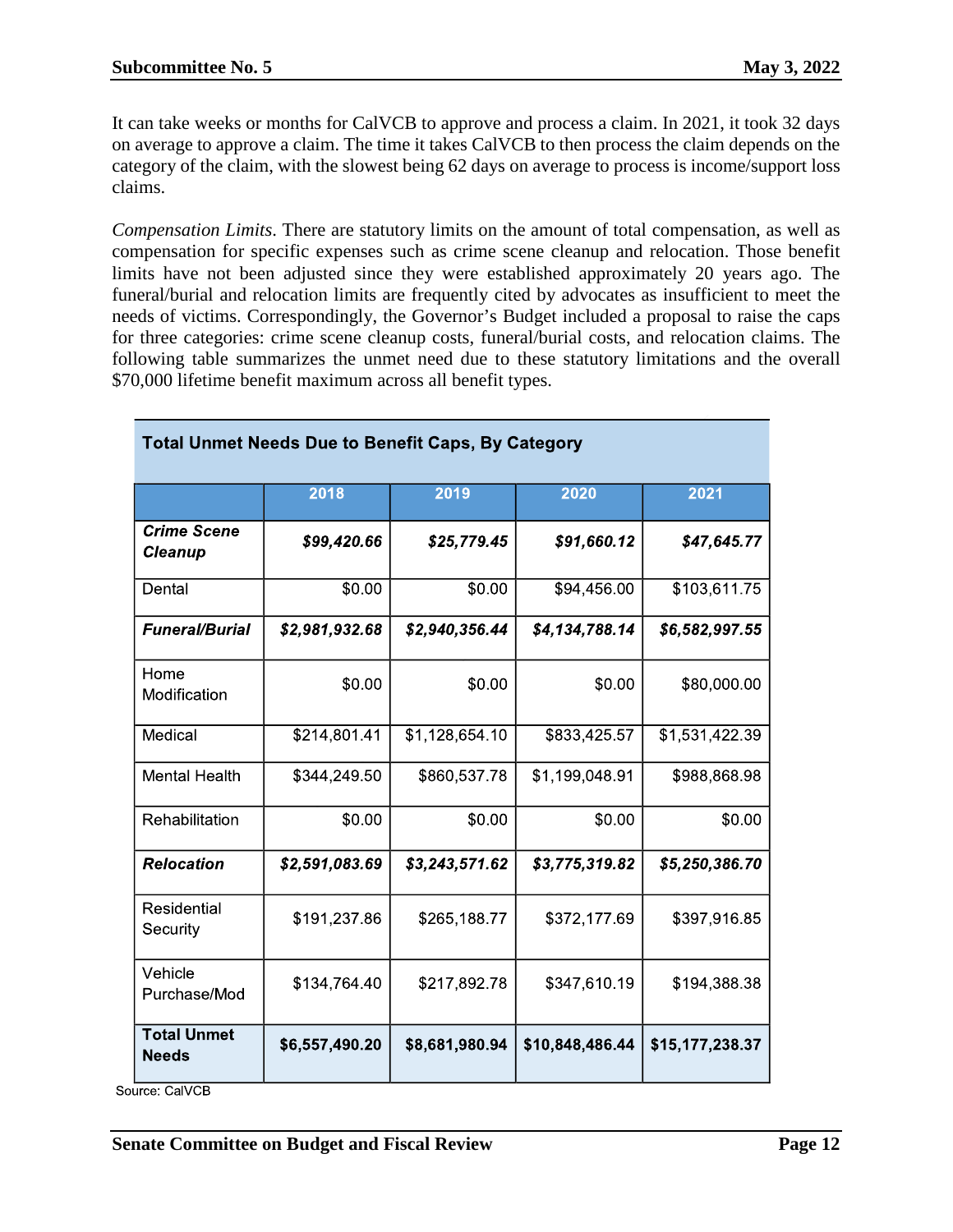It can take weeks or months for CalVCB to approve and process a claim. In 2021, it took 32 days on average to approve a claim. The time it takes CalVCB to then process the claim depends on the category of the claim, with the slowest being 62 days on average to process is income/support loss claims.

*Compensation Limits*. There are statutory limits on the amount of total compensation, as well as compensation for specific expenses such as crime scene cleanup and relocation. Those benefit limits have not been adjusted since they were established approximately 20 years ago. The funeral/burial and relocation limits are frequently cited by advocates as insufficient to meet the needs of victims. Correspondingly, the Governor's Budget included a proposal to raise the caps for three categories: crime scene cleanup costs, funeral/burial costs, and relocation claims. The following table summarizes the unmet need due to these statutory limitations and the overall $70,000 lifetime benefit maximum across all benefit types.

**Total Unmet Needs Due to Benefit Caps, By Category**

| | 2018 | 2019 | 2020 | 2021 |
|---|---|---|---|---|
| ***Crime Scene Cleanup*** | ***$99,420.66*** | ***$25,779.45*** | ***$91,660.12*** | ***$47,645.77*** |
| Dental | $0.00 | $0.00 | $94,456.00 | $103,611.75 |
| ***Funeral/Burial*** | ***$2,981,932.68*** | ***$2,940,356.44*** | ***$4,134,788.14*** | ***$6,582,997.55*** |
| Home Modification | $0.00 | $0.00 | $0.00 | $80,000.00 |
| Medical | $214,801.41 | $1,128,654.10 | $833,425.57 | $1,531,422.39 |
| Mental Health | $344,249.50 | $860,537.78 | $1,199,048.91 | $988,868.98 |
| Rehabilitation | $0.00 | $0.00 | $0.00 | $0.00 |
| ***Relocation*** | ***$2,591,083.69*** | ***$3,243,571.62*** | ***$3,775,319.82*** | ***$5,250,386.70*** |
| Residential Security | $191,237.86 | $265,188.77 | $372,177.69 | $397,916.85 |
| Vehicle Purchase/Mod | $134,764.40 | $217,892.78 | $347,610.19 | $194,388.38 |
| **Total Unmet Needs** | **$6,557,490.20** | **$8,681,980.94** | **$10,848,486.44** | **$15,177,238.37** |

Source: CalVCB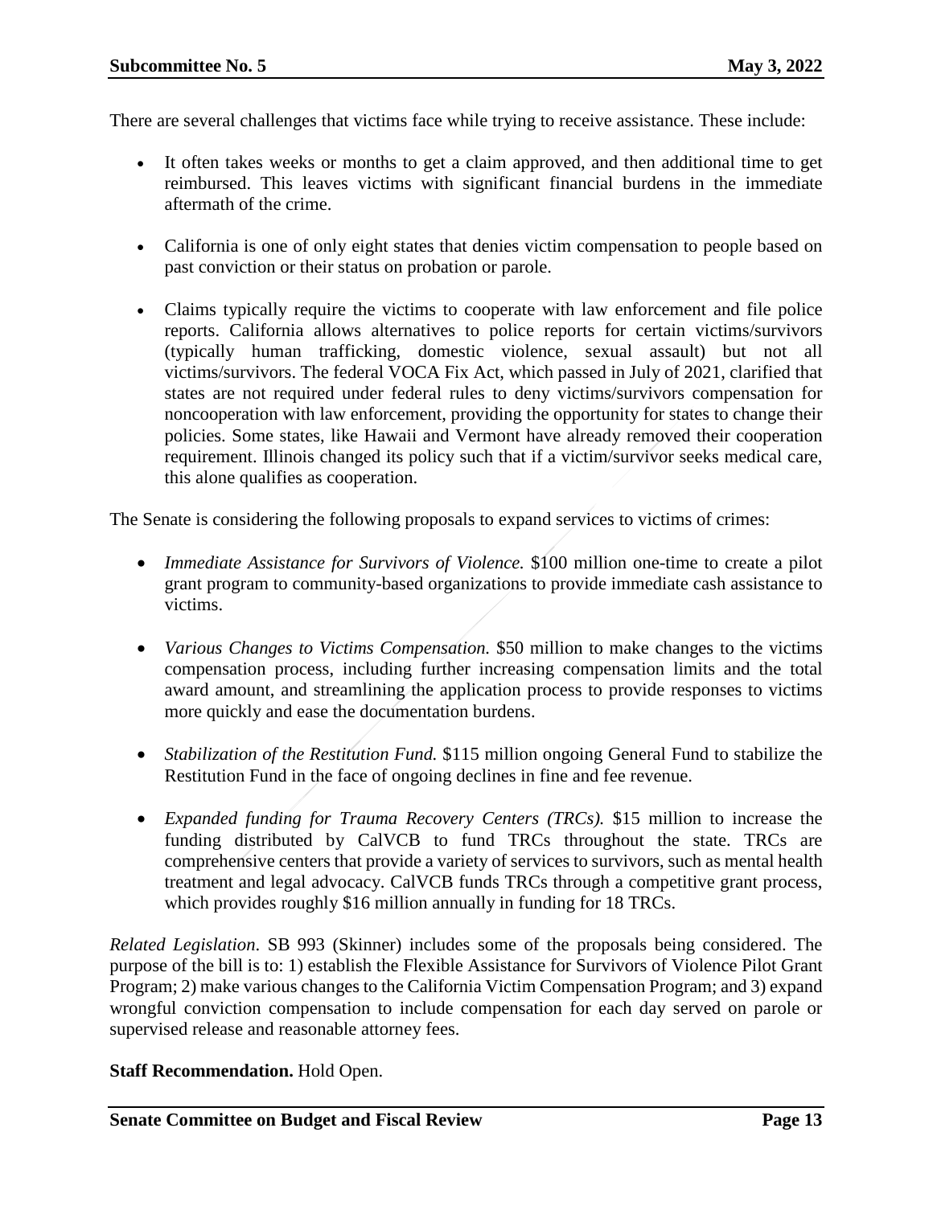There are several challenges that victims face while trying to receive assistance. These include:

- It often takes weeks or months to get a claim approved, and then additional time to get reimbursed. This leaves victims with significant financial burdens in the immediate aftermath of the crime.
- California is one of only eight states that denies victim compensation to people based on past conviction or their status on probation or parole.
- Claims typically require the victims to cooperate with law enforcement and file police reports. California allows alternatives to police reports for certain victims/survivors (typically human trafficking, domestic violence, sexual assault) but not all victims/survivors. The federal VOCA Fix Act, which passed in July of 2021, clarified that states are not required under federal rules to deny victims/survivors compensation for noncooperation with law enforcement, providing the opportunity for states to change their policies. Some states, like Hawaii and Vermont have already removed their cooperation requirement. Illinois changed its policy such that if a victim/survivor seeks medical care, this alone qualifies as cooperation.

The Senate is considering the following proposals to expand services to victims of crimes:

- *Immediate Assistance for Survivors of Violence.* $100 million one-time to create a pilot grant program to community-based organizations to provide immediate cash assistance to victims.
- *Various Changes to Victims Compensation.* $50 million to make changes to the victims compensation process, including further increasing compensation limits and the total award amount, and streamlining the application process to provide responses to victims more quickly and ease the documentation burdens.
- *Stabilization of the Restitution Fund.* $115 million ongoing General Fund to stabilize the Restitution Fund in the face of ongoing declines in fine and fee revenue.
- *Expanded funding for Trauma Recovery Centers (TRCs).* $15 million to increase the funding distributed by CalVCB to fund TRCs throughout the state. TRCs are comprehensive centers that provide a variety of services to survivors, such as mental health treatment and legal advocacy. CalVCB funds TRCs through a competitive grant process, which provides roughly $16 million annually in funding for 18 TRCs.

*Related Legislation.* SB 993 (Skinner) includes some of the proposals being considered. The purpose of the bill is to: 1) establish the Flexible Assistance for Survivors of Violence Pilot Grant Program; 2) make various changes to the California Victim Compensation Program; and 3) expand wrongful conviction compensation to include compensation for each day served on parole or supervised release and reasonable attorney fees.

**Staff Recommendation.** Hold Open.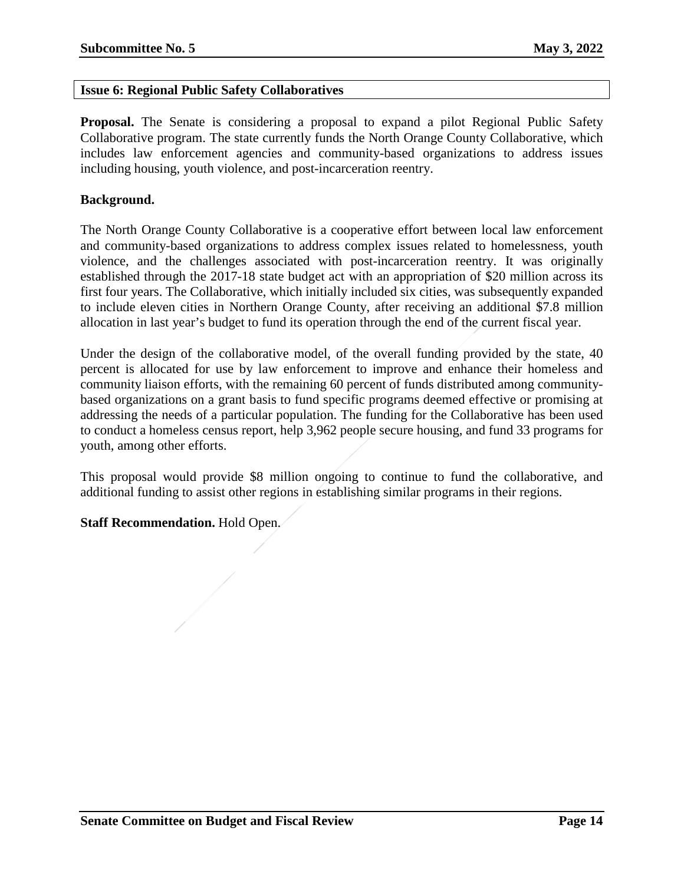## Issue 6: Regional Public Safety Collaboratives

**Proposal.** The Senate is considering a proposal to expand a pilot Regional Public Safety Collaborative program. The state currently funds the North Orange County Collaborative, which includes law enforcement agencies and community-based organizations to address issues including housing, youth violence, and post-incarceration reentry.

**Background.**

The North Orange County Collaborative is a cooperative effort between local law enforcement and community-based organizations to address complex issues related to homelessness, youth violence, and the challenges associated with post-incarceration reentry. It was originally established through the 2017-18 state budget act with an appropriation of $20 million across its first four years. The Collaborative, which initially included six cities, was subsequently expanded to include eleven cities in Northern Orange County, after receiving an additional $7.8 million allocation in last year's budget to fund its operation through the end of the current fiscal year.

Under the design of the collaborative model, of the overall funding provided by the state, 40 percent is allocated for use by law enforcement to improve and enhance their homeless and community liaison efforts, with the remaining 60 percent of funds distributed among community-based organizations on a grant basis to fund specific programs deemed effective or promising at addressing the needs of a particular population. The funding for the Collaborative has been used to conduct a homeless census report, help 3,962 people secure housing, and fund 33 programs for youth, among other efforts.

This proposal would provide $8 million ongoing to continue to fund the collaborative, and additional funding to assist other regions in establishing similar programs in their regions.

**Staff Recommendation.** Hold Open.